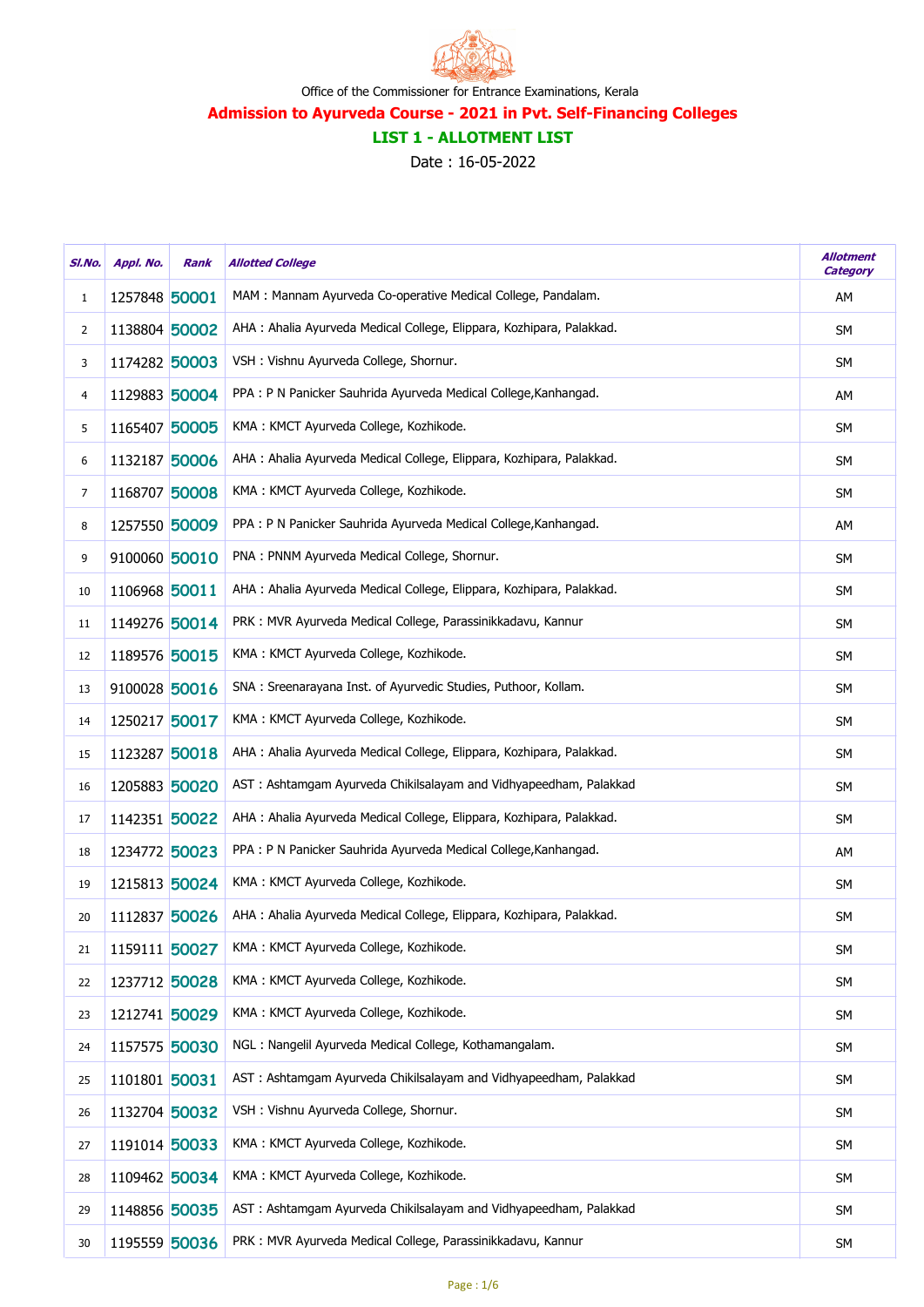Office of the Commissioner for Entrance Examinations, Kerala

## Admission to Ayurveda Course - 2021 in Pvt. Self-Financing Colleges

### LIST 1 - ALLOTMENT LIST

Date : 16-05-2022

| Sl.No. | Appl. No. | Rank | Allotted College | Allotment Category |
|---|---|---|---|---|
| 1 | 1257848 | 50001 | MAM : Mannam Ayurveda Co-operative Medical College, Pandalam. | AM |
| 2 | 1138804 | 50002 | AHA : Ahalia Ayurveda Medical College, Elippara, Kozhipara, Palakkad. | SM |
| 3 | 1174282 | 50003 | VSH : Vishnu Ayurveda College, Shornur. | SM |
| 4 | 1129883 | 50004 | PPA : P N Panicker Sauhrida Ayurveda Medical College,Kanhangad. | AM |
| 5 | 1165407 | 50005 | KMA : KMCT Ayurveda College, Kozhikode. | SM |
| 6 | 1132187 | 50006 | AHA : Ahalia Ayurveda Medical College, Elippara, Kozhipara, Palakkad. | SM |
| 7 | 1168707 | 50008 | KMA : KMCT Ayurveda College, Kozhikode. | SM |
| 8 | 1257550 | 50009 | PPA : P N Panicker Sauhrida Ayurveda Medical College,Kanhangad. | AM |
| 9 | 9100060 | 50010 | PNA : PNNM Ayurveda Medical College, Shornur. | SM |
| 10 | 1106968 | 50011 | AHA : Ahalia Ayurveda Medical College, Elippara, Kozhipara, Palakkad. | SM |
| 11 | 1149276 | 50014 | PRK : MVR Ayurveda Medical College, Parassinikkadavu, Kannur | SM |
| 12 | 1189576 | 50015 | KMA : KMCT Ayurveda College, Kozhikode. | SM |
| 13 | 9100028 | 50016 | SNA : Sreenarayana Inst. of Ayurvedic Studies, Puthoor, Kollam. | SM |
| 14 | 1250217 | 50017 | KMA : KMCT Ayurveda College, Kozhikode. | SM |
| 15 | 1123287 | 50018 | AHA : Ahalia Ayurveda Medical College, Elippara, Kozhipara, Palakkad. | SM |
| 16 | 1205883 | 50020 | AST : Ashtamgam Ayurveda Chikilsalayam and Vidhyapeedham, Palakkad | SM |
| 17 | 1142351 | 50022 | AHA : Ahalia Ayurveda Medical College, Elippara, Kozhipara, Palakkad. | SM |
| 18 | 1234772 | 50023 | PPA : P N Panicker Sauhrida Ayurveda Medical College,Kanhangad. | AM |
| 19 | 1215813 | 50024 | KMA : KMCT Ayurveda College, Kozhikode. | SM |
| 20 | 1112837 | 50026 | AHA : Ahalia Ayurveda Medical College, Elippara, Kozhipara, Palakkad. | SM |
| 21 | 1159111 | 50027 | KMA : KMCT Ayurveda College, Kozhikode. | SM |
| 22 | 1237712 | 50028 | KMA : KMCT Ayurveda College, Kozhikode. | SM |
| 23 | 1212741 | 50029 | KMA : KMCT Ayurveda College, Kozhikode. | SM |
| 24 | 1157575 | 50030 | NGL : Nangelil Ayurveda Medical College, Kothamangalam. | SM |
| 25 | 1101801 | 50031 | AST : Ashtamgam Ayurveda Chikilsalayam and Vidhyapeedham, Palakkad | SM |
| 26 | 1132704 | 50032 | VSH : Vishnu Ayurveda College, Shornur. | SM |
| 27 | 1191014 | 50033 | KMA : KMCT Ayurveda College, Kozhikode. | SM |
| 28 | 1109462 | 50034 | KMA : KMCT Ayurveda College, Kozhikode. | SM |
| 29 | 1148856 | 50035 | AST : Ashtamgam Ayurveda Chikilsalayam and Vidhyapeedham, Palakkad | SM |
| 30 | 1195559 | 50036 | PRK : MVR Ayurveda Medical College, Parassinikkadavu, Kannur | SM |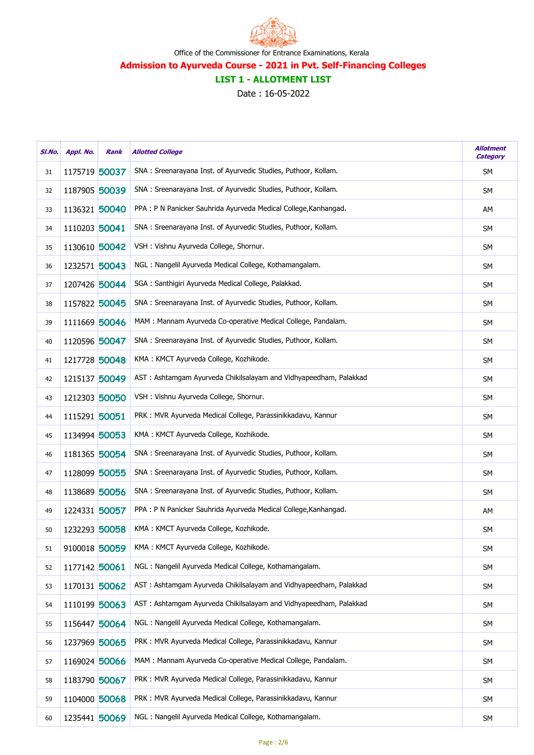Office of the Commissioner for Entrance Examinations, Kerala

# Admission to Ayurveda Course - 2021 in Pvt. Self-Financing Colleges

## LIST 1 - ALLOTMENT LIST

Date : 16-05-2022

| Sl.No. | Appl. No. | Rank | Allotted College | Allotment Category |
|---|---|---|---|---|
| 31 | 1175719 | 50037 | SNA : Sreenarayana Inst. of Ayurvedic Studies, Puthoor, Kollam. | SM |
| 32 | 1187905 | 50039 | SNA : Sreenarayana Inst. of Ayurvedic Studies, Puthoor, Kollam. | SM |
| 33 | 1136321 | 50040 | PPA : P N Panicker Sauhrida Ayurveda Medical College,Kanhangad. | AM |
| 34 | 1110203 | 50041 | SNA : Sreenarayana Inst. of Ayurvedic Studies, Puthoor, Kollam. | SM |
| 35 | 1130610 | 50042 | VSH : Vishnu Ayurveda College, Shornur. | SM |
| 36 | 1232571 | 50043 | NGL : Nangelil Ayurveda Medical College, Kothamangalam. | SM |
| 37 | 1207426 | 50044 | SGA : Santhigiri Ayurveda Medical College, Palakkad. | SM |
| 38 | 1157822 | 50045 | SNA : Sreenarayana Inst. of Ayurvedic Studies, Puthoor, Kollam. | SM |
| 39 | 1111669 | 50046 | MAM : Mannam Ayurveda Co-operative Medical College, Pandalam. | SM |
| 40 | 1120596 | 50047 | SNA : Sreenarayana Inst. of Ayurvedic Studies, Puthoor, Kollam. | SM |
| 41 | 1217728 | 50048 | KMA : KMCT Ayurveda College, Kozhikode. | SM |
| 42 | 1215137 | 50049 | AST : Ashtamgam Ayurveda Chikilsalayam and Vidhyapeedham, Palakkad | SM |
| 43 | 1212303 | 50050 | VSH : Vishnu Ayurveda College, Shornur. | SM |
| 44 | 1115291 | 50051 | PRK : MVR Ayurveda Medical College, Parassinikkadavu, Kannur | SM |
| 45 | 1134994 | 50053 | KMA : KMCT Ayurveda College, Kozhikode. | SM |
| 46 | 1181365 | 50054 | SNA : Sreenarayana Inst. of Ayurvedic Studies, Puthoor, Kollam. | SM |
| 47 | 1128099 | 50055 | SNA : Sreenarayana Inst. of Ayurvedic Studies, Puthoor, Kollam. | SM |
| 48 | 1138689 | 50056 | SNA : Sreenarayana Inst. of Ayurvedic Studies, Puthoor, Kollam. | SM |
| 49 | 1224331 | 50057 | PPA : P N Panicker Sauhrida Ayurveda Medical College,Kanhangad. | AM |
| 50 | 1232293 | 50058 | KMA : KMCT Ayurveda College, Kozhikode. | SM |
| 51 | 9100018 | 50059 | KMA : KMCT Ayurveda College, Kozhikode. | SM |
| 52 | 1177142 | 50061 | NGL : Nangelil Ayurveda Medical College, Kothamangalam. | SM |
| 53 | 1170131 | 50062 | AST : Ashtamgam Ayurveda Chikilsalayam and Vidhyapeedham, Palakkad | SM |
| 54 | 1110199 | 50063 | AST : Ashtamgam Ayurveda Chikilsalayam and Vidhyapeedham, Palakkad | SM |
| 55 | 1156447 | 50064 | NGL : Nangelil Ayurveda Medical College, Kothamangalam. | SM |
| 56 | 1237969 | 50065 | PRK : MVR Ayurveda Medical College, Parassinikkadavu, Kannur | SM |
| 57 | 1169024 | 50066 | MAM : Mannam Ayurveda Co-operative Medical College, Pandalam. | SM |
| 58 | 1183790 | 50067 | PRK : MVR Ayurveda Medical College, Parassinikkadavu, Kannur | SM |
| 59 | 1104000 | 50068 | PRK : MVR Ayurveda Medical College, Parassinikkadavu, Kannur | SM |
| 60 | 1235441 | 50069 | NGL : Nangelil Ayurveda Medical College, Kothamangalam. | SM |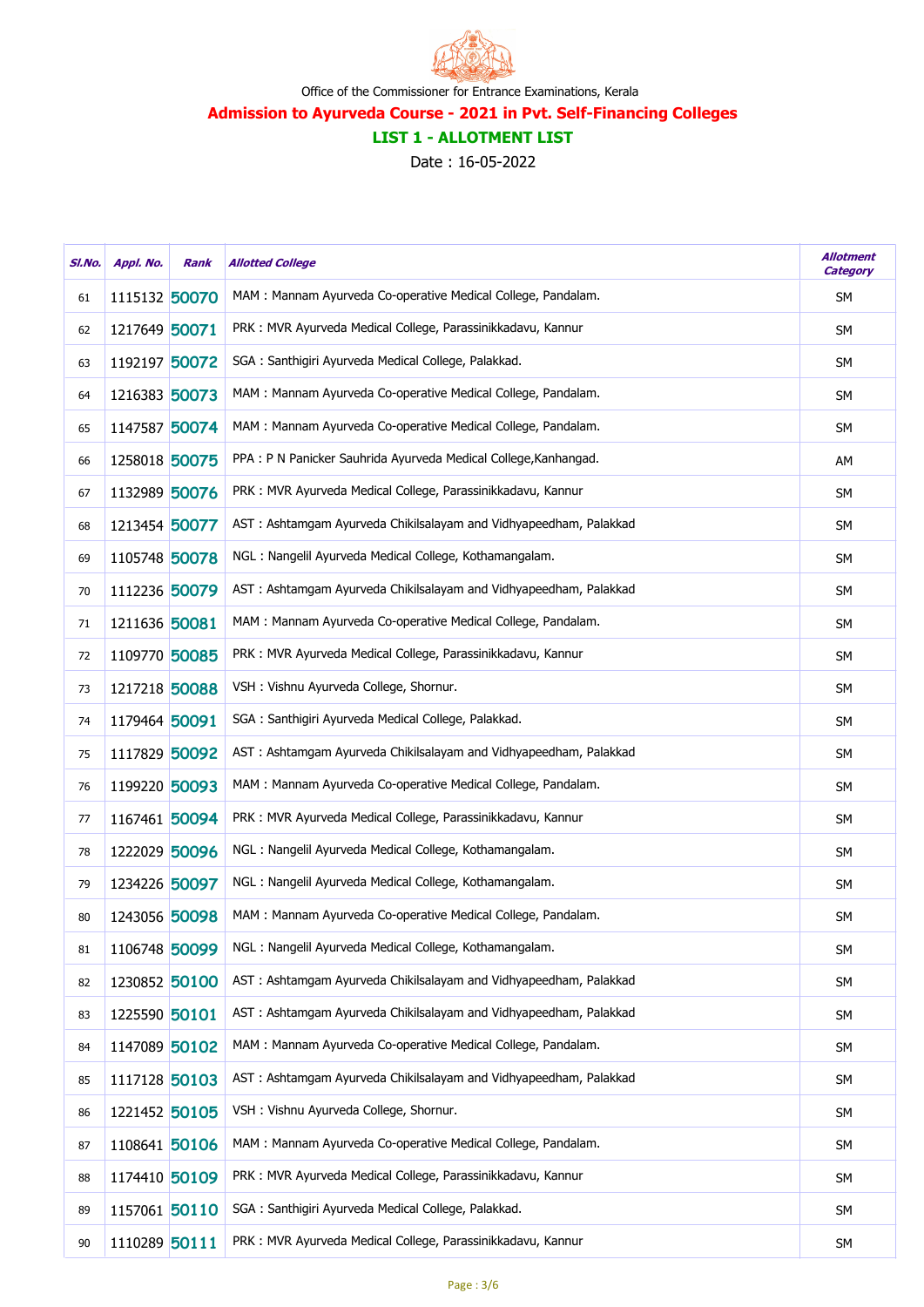Office of the Commissioner for Entrance Examinations, Kerala

## Admission to Ayurveda Course - 2021 in Pvt. Self-Financing Colleges

### LIST 1 - ALLOTMENT LIST

Date : 16-05-2022

| Sl.No. | Appl. No. | Rank | Allotted College | Allotment Category |
|---|---|---|---|---|
| 61 | 1115132 | 50070 | MAM : Mannam Ayurveda Co-operative Medical College, Pandalam. | SM |
| 62 | 1217649 | 50071 | PRK : MVR Ayurveda Medical College, Parassinikkadavu, Kannur | SM |
| 63 | 1192197 | 50072 | SGA : Santhigiri Ayurveda Medical College, Palakkad. | SM |
| 64 | 1216383 | 50073 | MAM : Mannam Ayurveda Co-operative Medical College, Pandalam. | SM |
| 65 | 1147587 | 50074 | MAM : Mannam Ayurveda Co-operative Medical College, Pandalam. | SM |
| 66 | 1258018 | 50075 | PPA : P N Panicker Sauhrida Ayurveda Medical College,Kanhangad. | AM |
| 67 | 1132989 | 50076 | PRK : MVR Ayurveda Medical College, Parassinikkadavu, Kannur | SM |
| 68 | 1213454 | 50077 | AST : Ashtamgam Ayurveda Chikilsalayam and Vidhyapeedham, Palakkad | SM |
| 69 | 1105748 | 50078 | NGL : Nangelil Ayurveda Medical College, Kothamangalam. | SM |
| 70 | 1112236 | 50079 | AST : Ashtamgam Ayurveda Chikilsalayam and Vidhyapeedham, Palakkad | SM |
| 71 | 1211636 | 50081 | MAM : Mannam Ayurveda Co-operative Medical College, Pandalam. | SM |
| 72 | 1109770 | 50085 | PRK : MVR Ayurveda Medical College, Parassinikkadavu, Kannur | SM |
| 73 | 1217218 | 50088 | VSH : Vishnu Ayurveda College, Shornur. | SM |
| 74 | 1179464 | 50091 | SGA : Santhigiri Ayurveda Medical College, Palakkad. | SM |
| 75 | 1117829 | 50092 | AST : Ashtamgam Ayurveda Chikilsalayam and Vidhyapeedham, Palakkad | SM |
| 76 | 1199220 | 50093 | MAM : Mannam Ayurveda Co-operative Medical College, Pandalam. | SM |
| 77 | 1167461 | 50094 | PRK : MVR Ayurveda Medical College, Parassinikkadavu, Kannur | SM |
| 78 | 1222029 | 50096 | NGL : Nangelil Ayurveda Medical College, Kothamangalam. | SM |
| 79 | 1234226 | 50097 | NGL : Nangelil Ayurveda Medical College, Kothamangalam. | SM |
| 80 | 1243056 | 50098 | MAM : Mannam Ayurveda Co-operative Medical College, Pandalam. | SM |
| 81 | 1106748 | 50099 | NGL : Nangelil Ayurveda Medical College, Kothamangalam. | SM |
| 82 | 1230852 | 50100 | AST : Ashtamgam Ayurveda Chikilsalayam and Vidhyapeedham, Palakkad | SM |
| 83 | 1225590 | 50101 | AST : Ashtamgam Ayurveda Chikilsalayam and Vidhyapeedham, Palakkad | SM |
| 84 | 1147089 | 50102 | MAM : Mannam Ayurveda Co-operative Medical College, Pandalam. | SM |
| 85 | 1117128 | 50103 | AST : Ashtamgam Ayurveda Chikilsalayam and Vidhyapeedham, Palakkad | SM |
| 86 | 1221452 | 50105 | VSH : Vishnu Ayurveda College, Shornur. | SM |
| 87 | 1108641 | 50106 | MAM : Mannam Ayurveda Co-operative Medical College, Pandalam. | SM |
| 88 | 1174410 | 50109 | PRK : MVR Ayurveda Medical College, Parassinikkadavu, Kannur | SM |
| 89 | 1157061 | 50110 | SGA : Santhigiri Ayurveda Medical College, Palakkad. | SM |
| 90 | 1110289 | 50111 | PRK : MVR Ayurveda Medical College, Parassinikkadavu, Kannur | SM |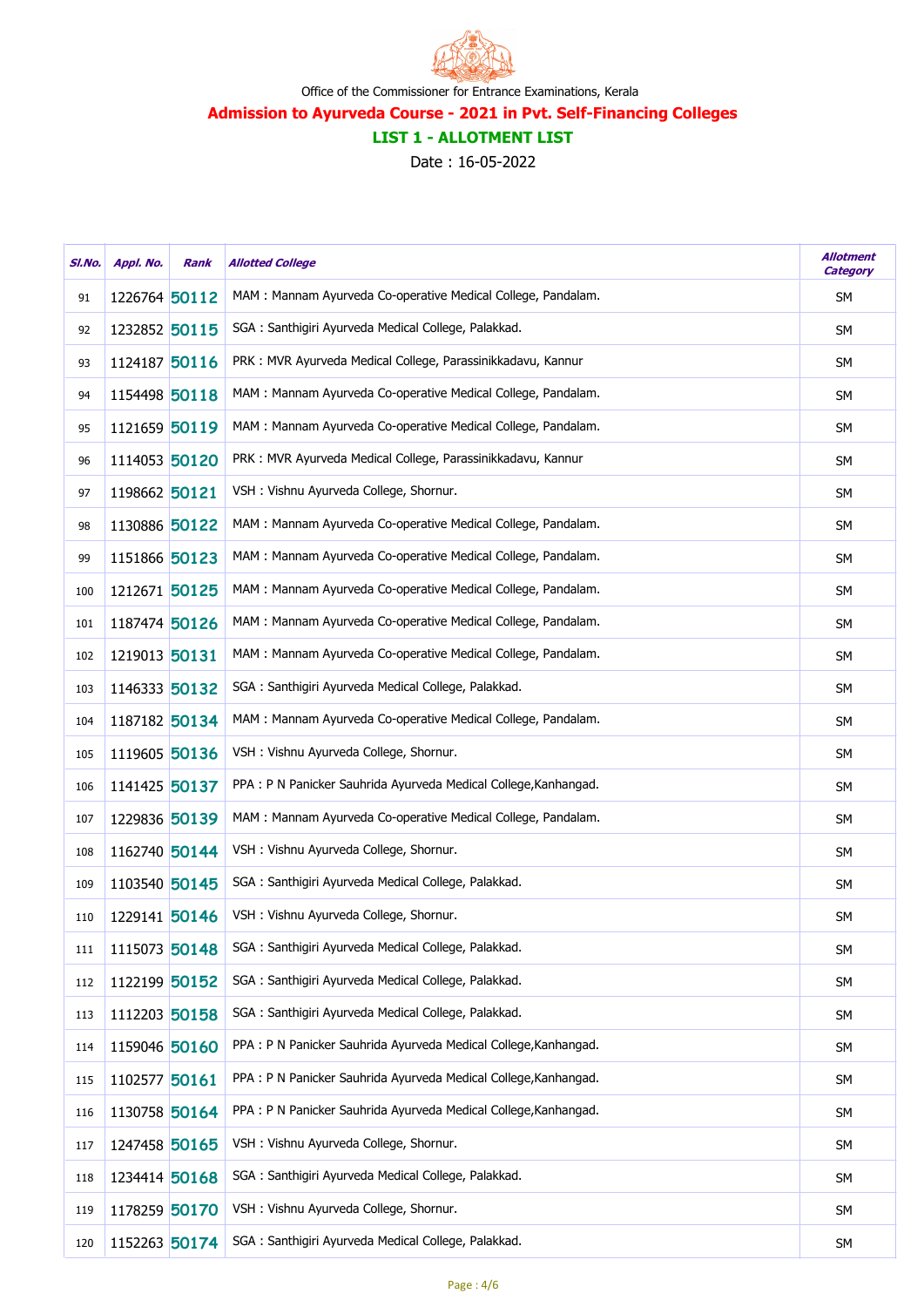Office of the Commissioner for Entrance Examinations, Kerala

## Admission to Ayurveda Course - 2021 in Pvt. Self-Financing Colleges

### LIST 1 - ALLOTMENT LIST

Date : 16-05-2022

| Sl.No. | Appl. No. | Rank | Allotted College | Allotment Category |
|---|---|---|---|---|
| 91 | 1226764 | 50112 | MAM : Mannam Ayurveda Co-operative Medical College, Pandalam. | SM |
| 92 | 1232852 | 50115 | SGA : Santhigiri Ayurveda Medical College, Palakkad. | SM |
| 93 | 1124187 | 50116 | PRK : MVR Ayurveda Medical College, Parassinikkadavu, Kannur | SM |
| 94 | 1154498 | 50118 | MAM : Mannam Ayurveda Co-operative Medical College, Pandalam. | SM |
| 95 | 1121659 | 50119 | MAM : Mannam Ayurveda Co-operative Medical College, Pandalam. | SM |
| 96 | 1114053 | 50120 | PRK : MVR Ayurveda Medical College, Parassinikkadavu, Kannur | SM |
| 97 | 1198662 | 50121 | VSH : Vishnu Ayurveda College, Shornur. | SM |
| 98 | 1130886 | 50122 | MAM : Mannam Ayurveda Co-operative Medical College, Pandalam. | SM |
| 99 | 1151866 | 50123 | MAM : Mannam Ayurveda Co-operative Medical College, Pandalam. | SM |
| 100 | 1212671 | 50125 | MAM : Mannam Ayurveda Co-operative Medical College, Pandalam. | SM |
| 101 | 1187474 | 50126 | MAM : Mannam Ayurveda Co-operative Medical College, Pandalam. | SM |
| 102 | 1219013 | 50131 | MAM : Mannam Ayurveda Co-operative Medical College, Pandalam. | SM |
| 103 | 1146333 | 50132 | SGA : Santhigiri Ayurveda Medical College, Palakkad. | SM |
| 104 | 1187182 | 50134 | MAM : Mannam Ayurveda Co-operative Medical College, Pandalam. | SM |
| 105 | 1119605 | 50136 | VSH : Vishnu Ayurveda College, Shornur. | SM |
| 106 | 1141425 | 50137 | PPA : P N Panicker Sauhrida Ayurveda Medical College,Kanhangad. | SM |
| 107 | 1229836 | 50139 | MAM : Mannam Ayurveda Co-operative Medical College, Pandalam. | SM |
| 108 | 1162740 | 50144 | VSH : Vishnu Ayurveda College, Shornur. | SM |
| 109 | 1103540 | 50145 | SGA : Santhigiri Ayurveda Medical College, Palakkad. | SM |
| 110 | 1229141 | 50146 | VSH : Vishnu Ayurveda College, Shornur. | SM |
| 111 | 1115073 | 50148 | SGA : Santhigiri Ayurveda Medical College, Palakkad. | SM |
| 112 | 1122199 | 50152 | SGA : Santhigiri Ayurveda Medical College, Palakkad. | SM |
| 113 | 1112203 | 50158 | SGA : Santhigiri Ayurveda Medical College, Palakkad. | SM |
| 114 | 1159046 | 50160 | PPA : P N Panicker Sauhrida Ayurveda Medical College,Kanhangad. | SM |
| 115 | 1102577 | 50161 | PPA : P N Panicker Sauhrida Ayurveda Medical College,Kanhangad. | SM |
| 116 | 1130758 | 50164 | PPA : P N Panicker Sauhrida Ayurveda Medical College,Kanhangad. | SM |
| 117 | 1247458 | 50165 | VSH : Vishnu Ayurveda College, Shornur. | SM |
| 118 | 1234414 | 50168 | SGA : Santhigiri Ayurveda Medical College, Palakkad. | SM |
| 119 | 1178259 | 50170 | VSH : Vishnu Ayurveda College, Shornur. | SM |
| 120 | 1152263 | 50174 | SGA : Santhigiri Ayurveda Medical College, Palakkad. | SM |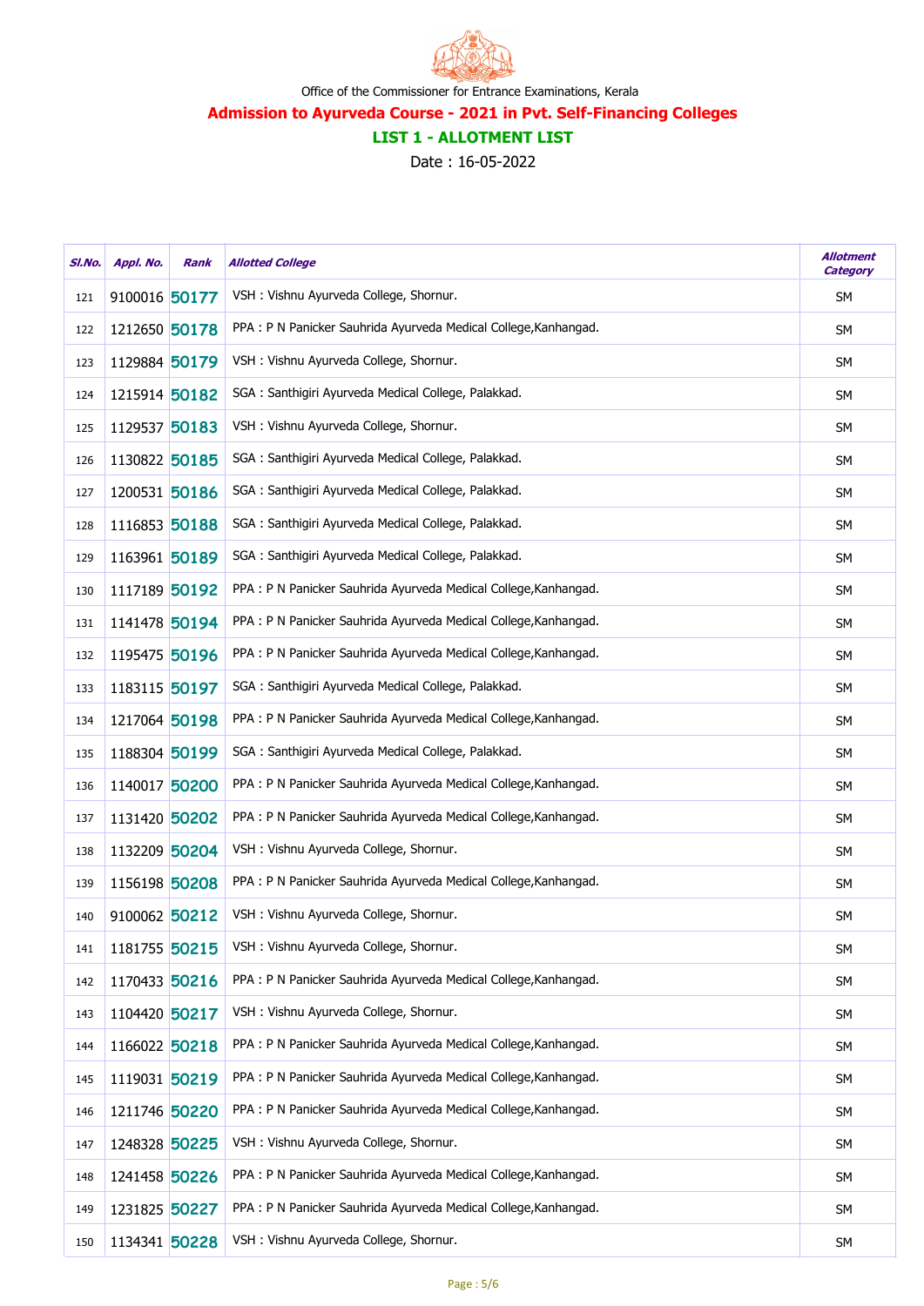Office of the Commissioner for Entrance Examinations, Kerala

## Admission to Ayurveda Course - 2021 in Pvt. Self-Financing Colleges

### LIST 1 - ALLOTMENT LIST

Date : 16-05-2022

| Sl.No. | Appl. No. | Rank | Allotted College | Allotment Category |
|---|---|---|---|---|
| 121 | 9100016 | 50177 | VSH : Vishnu Ayurveda College, Shornur. | SM |
| 122 | 1212650 | 50178 | PPA : P N Panicker Sauhrida Ayurveda Medical College,Kanhangad. | SM |
| 123 | 1129884 | 50179 | VSH : Vishnu Ayurveda College, Shornur. | SM |
| 124 | 1215914 | 50182 | SGA : Santhigiri Ayurveda Medical College, Palakkad. | SM |
| 125 | 1129537 | 50183 | VSH : Vishnu Ayurveda College, Shornur. | SM |
| 126 | 1130822 | 50185 | SGA : Santhigiri Ayurveda Medical College, Palakkad. | SM |
| 127 | 1200531 | 50186 | SGA : Santhigiri Ayurveda Medical College, Palakkad. | SM |
| 128 | 1116853 | 50188 | SGA : Santhigiri Ayurveda Medical College, Palakkad. | SM |
| 129 | 1163961 | 50189 | SGA : Santhigiri Ayurveda Medical College, Palakkad. | SM |
| 130 | 1117189 | 50192 | PPA : P N Panicker Sauhrida Ayurveda Medical College,Kanhangad. | SM |
| 131 | 1141478 | 50194 | PPA : P N Panicker Sauhrida Ayurveda Medical College,Kanhangad. | SM |
| 132 | 1195475 | 50196 | PPA : P N Panicker Sauhrida Ayurveda Medical College,Kanhangad. | SM |
| 133 | 1183115 | 50197 | SGA : Santhigiri Ayurveda Medical College, Palakkad. | SM |
| 134 | 1217064 | 50198 | PPA : P N Panicker Sauhrida Ayurveda Medical College,Kanhangad. | SM |
| 135 | 1188304 | 50199 | SGA : Santhigiri Ayurveda Medical College, Palakkad. | SM |
| 136 | 1140017 | 50200 | PPA : P N Panicker Sauhrida Ayurveda Medical College,Kanhangad. | SM |
| 137 | 1131420 | 50202 | PPA : P N Panicker Sauhrida Ayurveda Medical College,Kanhangad. | SM |
| 138 | 1132209 | 50204 | VSH : Vishnu Ayurveda College, Shornur. | SM |
| 139 | 1156198 | 50208 | PPA : P N Panicker Sauhrida Ayurveda Medical College,Kanhangad. | SM |
| 140 | 9100062 | 50212 | VSH : Vishnu Ayurveda College, Shornur. | SM |
| 141 | 1181755 | 50215 | VSH : Vishnu Ayurveda College, Shornur. | SM |
| 142 | 1170433 | 50216 | PPA : P N Panicker Sauhrida Ayurveda Medical College,Kanhangad. | SM |
| 143 | 1104420 | 50217 | VSH : Vishnu Ayurveda College, Shornur. | SM |
| 144 | 1166022 | 50218 | PPA : P N Panicker Sauhrida Ayurveda Medical College,Kanhangad. | SM |
| 145 | 1119031 | 50219 | PPA : P N Panicker Sauhrida Ayurveda Medical College,Kanhangad. | SM |
| 146 | 1211746 | 50220 | PPA : P N Panicker Sauhrida Ayurveda Medical College,Kanhangad. | SM |
| 147 | 1248328 | 50225 | VSH : Vishnu Ayurveda College, Shornur. | SM |
| 148 | 1241458 | 50226 | PPA : P N Panicker Sauhrida Ayurveda Medical College,Kanhangad. | SM |
| 149 | 1231825 | 50227 | PPA : P N Panicker Sauhrida Ayurveda Medical College,Kanhangad. | SM |
| 150 | 1134341 | 50228 | VSH : Vishnu Ayurveda College, Shornur. | SM |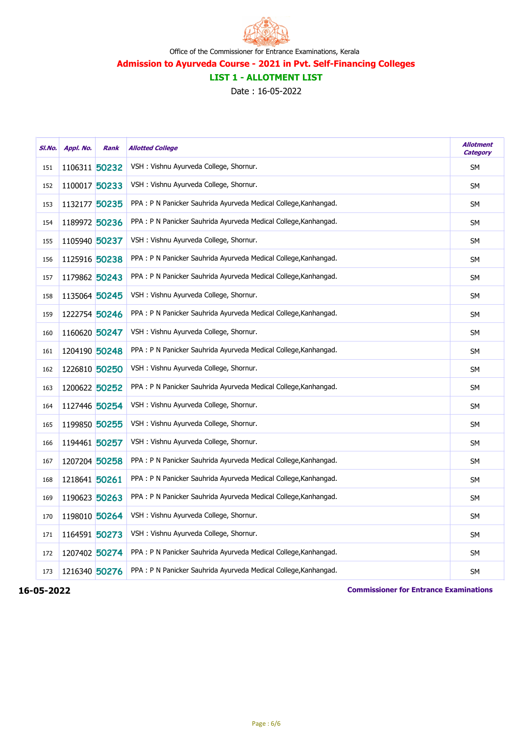Office of the Commissioner for Entrance Examinations, Kerala

## Admission to Ayurveda Course - 2021 in Pvt. Self-Financing Colleges

### LIST 1 - ALLOTMENT LIST

Date : 16-05-2022

| Sl.No. | Appl. No. | Rank | Allotted College | Allotment Category |
|---|---|---|---|---|
| 151 | 1106311 | 50232 | VSH : Vishnu Ayurveda College, Shornur. | SM |
| 152 | 1100017 | 50233 | VSH : Vishnu Ayurveda College, Shornur. | SM |
| 153 | 1132177 | 50235 | PPA : P N Panicker Sauhrida Ayurveda Medical College,Kanhangad. | SM |
| 154 | 1189972 | 50236 | PPA : P N Panicker Sauhrida Ayurveda Medical College,Kanhangad. | SM |
| 155 | 1105940 | 50237 | VSH : Vishnu Ayurveda College, Shornur. | SM |
| 156 | 1125916 | 50238 | PPA : P N Panicker Sauhrida Ayurveda Medical College,Kanhangad. | SM |
| 157 | 1179862 | 50243 | PPA : P N Panicker Sauhrida Ayurveda Medical College,Kanhangad. | SM |
| 158 | 1135064 | 50245 | VSH : Vishnu Ayurveda College, Shornur. | SM |
| 159 | 1222754 | 50246 | PPA : P N Panicker Sauhrida Ayurveda Medical College,Kanhangad. | SM |
| 160 | 1160620 | 50247 | VSH : Vishnu Ayurveda College, Shornur. | SM |
| 161 | 1204190 | 50248 | PPA : P N Panicker Sauhrida Ayurveda Medical College,Kanhangad. | SM |
| 162 | 1226810 | 50250 | VSH : Vishnu Ayurveda College, Shornur. | SM |
| 163 | 1200622 | 50252 | PPA : P N Panicker Sauhrida Ayurveda Medical College,Kanhangad. | SM |
| 164 | 1127446 | 50254 | VSH : Vishnu Ayurveda College, Shornur. | SM |
| 165 | 1199850 | 50255 | VSH : Vishnu Ayurveda College, Shornur. | SM |
| 166 | 1194461 | 50257 | VSH : Vishnu Ayurveda College, Shornur. | SM |
| 167 | 1207204 | 50258 | PPA : P N Panicker Sauhrida Ayurveda Medical College,Kanhangad. | SM |
| 168 | 1218641 | 50261 | PPA : P N Panicker Sauhrida Ayurveda Medical College,Kanhangad. | SM |
| 169 | 1190623 | 50263 | PPA : P N Panicker Sauhrida Ayurveda Medical College,Kanhangad. | SM |
| 170 | 1198010 | 50264 | VSH : Vishnu Ayurveda College, Shornur. | SM |
| 171 | 1164591 | 50273 | VSH : Vishnu Ayurveda College, Shornur. | SM |
| 172 | 1207402 | 50274 | PPA : P N Panicker Sauhrida Ayurveda Medical College,Kanhangad. | SM |
| 173 | 1216340 | 50276 | PPA : P N Panicker Sauhrida Ayurveda Medical College,Kanhangad. | SM |

**16-05-2022** **Commissioner for Entrance Examinations**